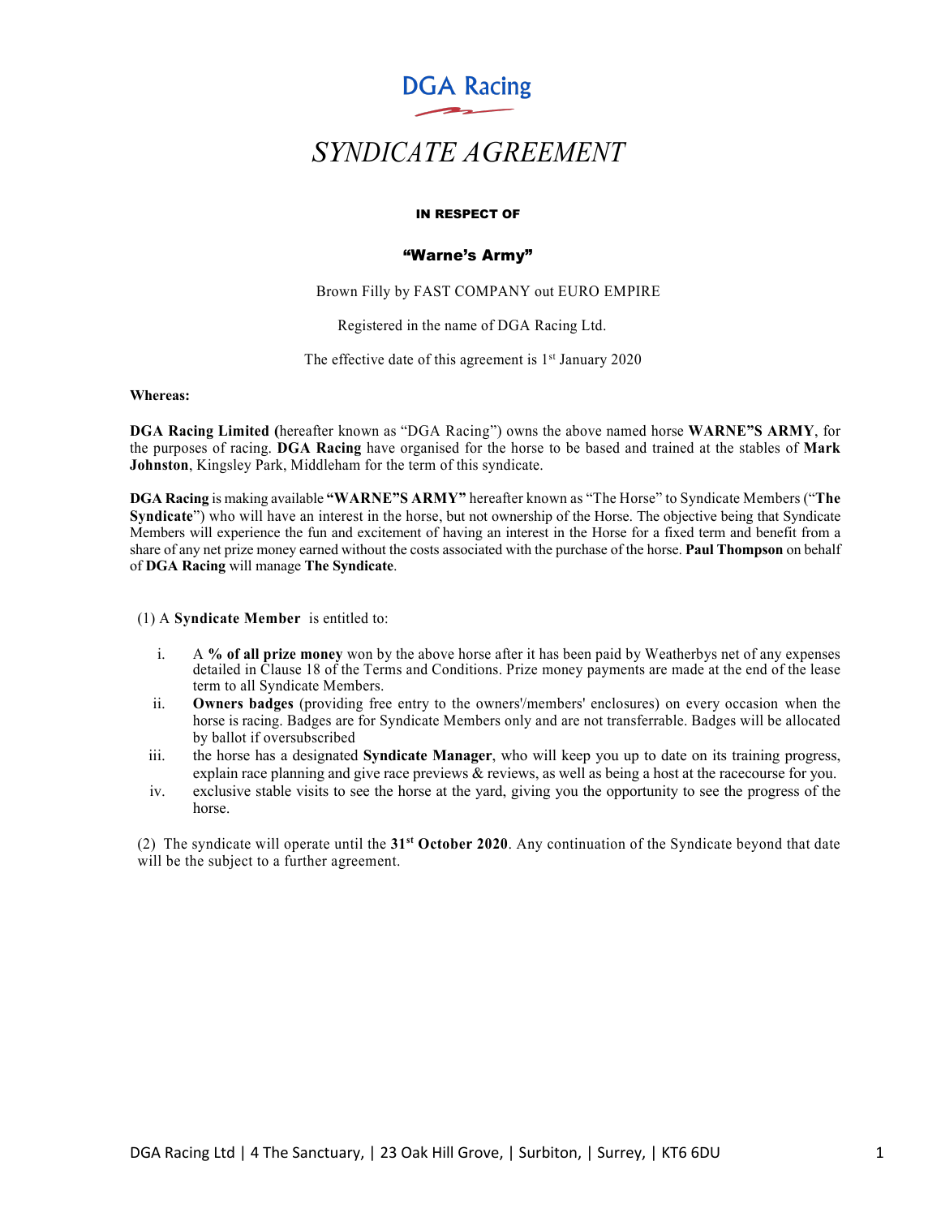# DGA Racing

## *SYNDICATE AGREEMENT*

**IN RESPECT OF**

**"Warne's Army"**

Brown Filly by FAST COMPANY out EURO EMPIRE

Registered in the name of DGA Racing Ltd.

The effective date of this agreement is 1st January 2020

**Whereas:**

**DGA Racing Limited (**hereafter known as "DGA Racing") owns the above named horse **WARNE"S ARMY**, for the purposes of racing. **DGA Racing** have organised for the horse to be based and trained at the stables of **Mark Johnston**, Kingsley Park, Middleham for the term of this syndicate.

**DGA Racing** is making available **"WARNE"S ARMY"** hereafter known as "The Horse" to Syndicate Members ("**The Syndicate**") who will have an interest in the horse, but not ownership of the Horse. The objective being that Syndicate Members will experience the fun and excitement of having an interest in the Horse for a fixed term and benefit from a share of any net prize money earned without the costs associated with the purchase of the horse. **Paul Thompson** on behalf of **DGA Racing** will manage **The Syndicate**.

(1) A **Syndicate Member** is entitled to:

- i. A **% of all prize money** won by the above horse after it has been paid by Weatherbys net of any expenses detailed in Clause 18 of the Terms and Conditions. Prize money payments are made at the end of the lease term to all Syndicate Members.
- ii. **Owners badges** (providing free entry to the owners'/members' enclosures) on every occasion when the horse is racing. Badges are for Syndicate Members only and are not transferrable. Badges will be allocated by ballot if oversubscribed
- iii. the horse has a designated **Syndicate Manager**, who will keep you up to date on its training progress, explain race planning and give race previews & reviews, as well as being a host at the racecourse for you.
- iv. exclusive stable visits to see the horse at the yard, giving you the opportunity to see the progress of the horse.

(2) The syndicate will operate until the **31st October 2020**. Any continuation of the Syndicate beyond that date will be the subject to a further agreement.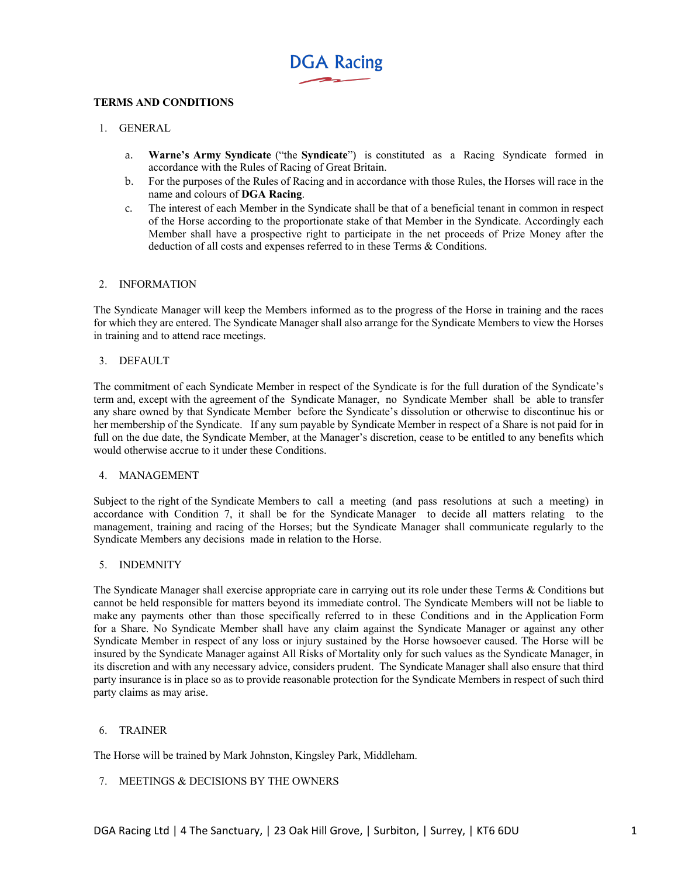# DGA Racing

**TERMS AND CONDITIONS**

1. GENERAL

   a. **Warne's Army Syndicate** ("the **Syndicate**") is constituted as a Racing Syndicate formed in accordance with the Rules of Racing of Great Britain.
   b. For the purposes of the Rules of Racing and in accordance with those Rules, the Horses will race in the name and colours of **DGA Racing**.
   c. The interest of each Member in the Syndicate shall be that of a beneficial tenant in common in respect of the Horse according to the proportionate stake of that Member in the Syndicate. Accordingly each Member shall have a prospective right to participate in the net proceeds of Prize Money after the deduction of all costs and expenses referred to in these Terms & Conditions.

2. INFORMATION

The Syndicate Manager will keep the Members informed as to the progress of the Horse in training and the races for which they are entered. The Syndicate Manager shall also arrange for the Syndicate Members to view the Horses in training and to attend race meetings.

3. DEFAULT

The commitment of each Syndicate Member in respect of the Syndicate is for the full duration of the Syndicate's term and, except with the agreement of the Syndicate Manager, no Syndicate Member shall be able to transfer any share owned by that Syndicate Member before the Syndicate's dissolution or otherwise to discontinue his or her membership of the Syndicate. If any sum payable by Syndicate Member in respect of a Share is not paid for in full on the due date, the Syndicate Member, at the Manager's discretion, cease to be entitled to any benefits which would otherwise accrue to it under these Conditions.

4. MANAGEMENT

Subject to the right of the Syndicate Members to call a meeting (and pass resolutions at such a meeting) in accordance with Condition 7, it shall be for the Syndicate Manager to decide all matters relating to the management, training and racing of the Horses; but the Syndicate Manager shall communicate regularly to the Syndicate Members any decisions made in relation to the Horse.

5. INDEMNITY

The Syndicate Manager shall exercise appropriate care in carrying out its role under these Terms & Conditions but cannot be held responsible for matters beyond its immediate control. The Syndicate Members will not be liable to make any payments other than those specifically referred to in these Conditions and in the Application Form for a Share. No Syndicate Member shall have any claim against the Syndicate Manager or against any other Syndicate Member in respect of any loss or injury sustained by the Horse howsoever caused. The Horse will be insured by the Syndicate Manager against All Risks of Mortality only for such values as the Syndicate Manager, in its discretion and with any necessary advice, considers prudent. The Syndicate Manager shall also ensure that third party insurance is in place so as to provide reasonable protection for the Syndicate Members in respect of such third party claims as may arise.

6. TRAINER

The Horse will be trained by Mark Johnston, Kingsley Park, Middleham.

7. MEETINGS & DECISIONS BY THE OWNERS

DGA Racing Ltd | 4 The Sanctuary, | 23 Oak Hill Grove, | Surbiton, | Surrey, | KT6 6DU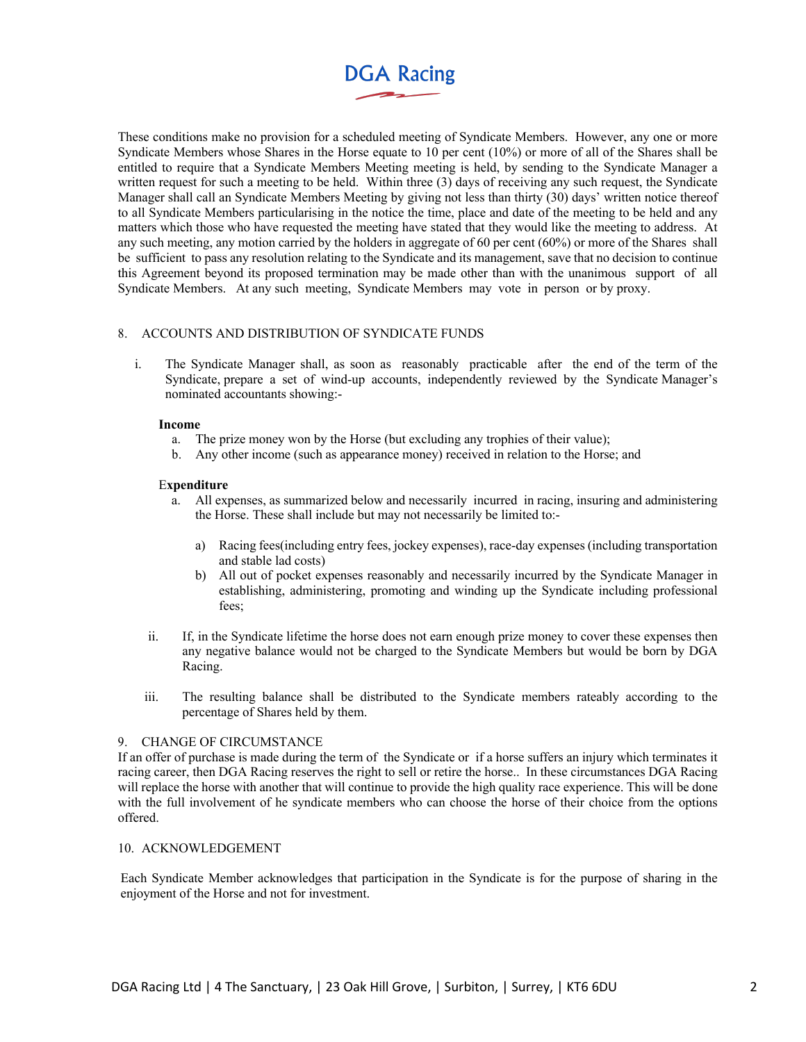These conditions make no provision for a scheduled meeting of Syndicate Members. However, any one or more Syndicate Members whose Shares in the Horse equate to 10 per cent (10%) or more of all of the Shares shall be entitled to require that a Syndicate Members Meeting meeting is held, by sending to the Syndicate Manager a written request for such a meeting to be held. Within three (3) days of receiving any such request, the Syndicate Manager shall call an Syndicate Members Meeting by giving not less than thirty (30) days' written notice thereof to all Syndicate Members particularising in the notice the time, place and date of the meeting to be held and any matters which those who have requested the meeting have stated that they would like the meeting to address. At any such meeting, any motion carried by the holders in aggregate of 60 per cent (60%) or more of the Shares shall be sufficient to pass any resolution relating to the Syndicate and its management, save that no decision to continue this Agreement beyond its proposed termination may be made other than with the unanimous support of all Syndicate Members. At any such meeting, Syndicate Members may vote in person or by proxy.

8. ACCOUNTS AND DISTRIBUTION OF SYNDICATE FUNDS

i. The Syndicate Manager shall, as soon as reasonably practicable after the end of the term of the Syndicate, prepare a set of wind-up accounts, independently reviewed by the Syndicate Manager's nominated accountants showing:-

**Income**

a. The prize money won by the Horse (but excluding any trophies of their value);
b. Any other income (such as appearance money) received in relation to the Horse; and

**Expenditure**

a. All expenses, as summarized below and necessarily incurred in racing, insuring and administering the Horse. These shall include but may not necessarily be limited to:-

   a) Racing fees(including entry fees, jockey expenses), race-day expenses (including transportation and stable lad costs)
   b) All out of pocket expenses reasonably and necessarily incurred by the Syndicate Manager in establishing, administering, promoting and winding up the Syndicate including professional fees;

ii. If, in the Syndicate lifetime the horse does not earn enough prize money to cover these expenses then any negative balance would not be charged to the Syndicate Members but would be born by DGA Racing.

iii. The resulting balance shall be distributed to the Syndicate members rateably according to the percentage of Shares held by them.

9. CHANGE OF CIRCUMSTANCE

If an offer of purchase is made during the term of the Syndicate or if a horse suffers an injury which terminates it racing career, then DGA Racing reserves the right to sell or retire the horse.. In these circumstances DGA Racing will replace the horse with another that will continue to provide the high quality race experience. This will be done with the full involvement of he syndicate members who can choose the horse of their choice from the options offered.

10. ACKNOWLEDGEMENT

Each Syndicate Member acknowledges that participation in the Syndicate is for the purpose of sharing in the enjoyment of the Horse and not for investment.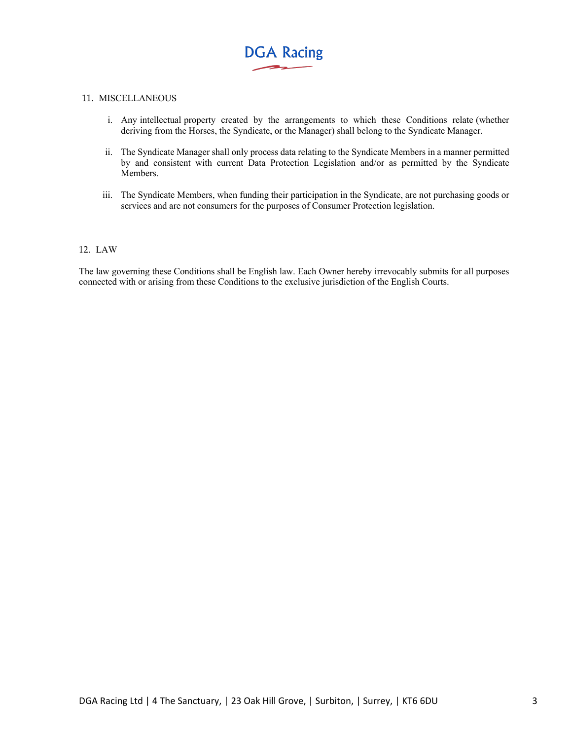## 11. MISCELLANEOUS

i. Any intellectual property created by the arrangements to which these Conditions relate (whether deriving from the Horses, the Syndicate, or the Manager) shall belong to the Syndicate Manager.

ii. The Syndicate Manager shall only process data relating to the Syndicate Members in a manner permitted by and consistent with current Data Protection Legislation and/or as permitted by the Syndicate Members.

iii. The Syndicate Members, when funding their participation in the Syndicate, are not purchasing goods or services and are not consumers for the purposes of Consumer Protection legislation.

## 12. LAW

The law governing these Conditions shall be English law. Each Owner hereby irrevocably submits for all purposes connected with or arising from these Conditions to the exclusive jurisdiction of the English Courts.